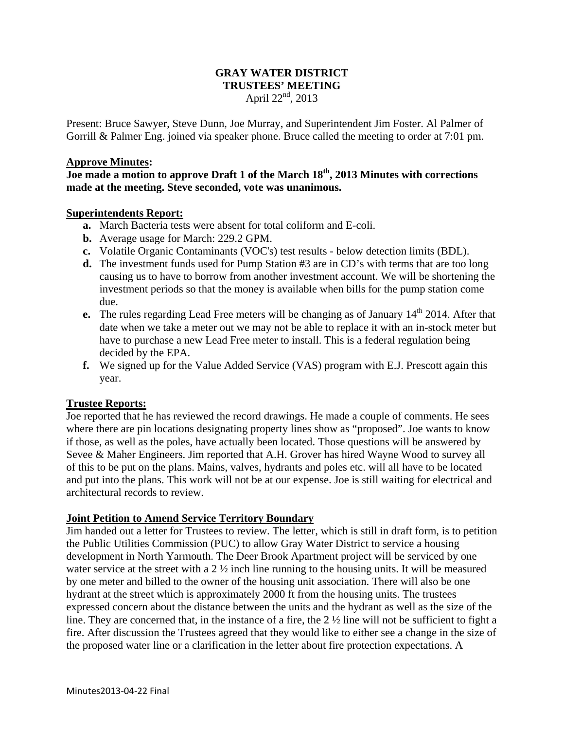# GRAY WATER DISTRICT
## TRUSTEES' MEETING
April 22nd, 2013

Present: Bruce Sawyer, Steve Dunn, Joe Murray, and Superintendent Jim Foster. Al Palmer of Gorrill & Palmer Eng. joined via speaker phone. Bruce called the meeting to order at 7:01 pm.

**Approve Minutes:**

**Joe made a motion to approve Draft 1 of the March 18th, 2013 Minutes with corrections made at the meeting. Steve seconded, vote was unanimous.**

**Superintendents Report:**

- **a.** March Bacteria tests were absent for total coliform and E-coli.
- **b.** Average usage for March: 229.2 GPM.
- **c.** Volatile Organic Contaminants (VOC's) test results - below detection limits (BDL).
- **d.** The investment funds used for Pump Station #3 are in CD's with terms that are too long causing us to have to borrow from another investment account. We will be shortening the investment periods so that the money is available when bills for the pump station come due.
- **e.** The rules regarding Lead Free meters will be changing as of January 14th 2014. After that date when we take a meter out we may not be able to replace it with an in-stock meter but have to purchase a new Lead Free meter to install. This is a federal regulation being decided by the EPA.
- **f.** We signed up for the Value Added Service (VAS) program with E.J. Prescott again this year.

**Trustee Reports:**

Joe reported that he has reviewed the record drawings. He made a couple of comments. He sees where there are pin locations designating property lines show as "proposed". Joe wants to know if those, as well as the poles, have actually been located. Those questions will be answered by Sevee & Maher Engineers. Jim reported that A.H. Grover has hired Wayne Wood to survey all of this to be put on the plans. Mains, valves, hydrants and poles etc. will all have to be located and put into the plans. This work will not be at our expense. Joe is still waiting for electrical and architectural records to review.

**Joint Petition to Amend Service Territory Boundary**

Jim handed out a letter for Trustees to review. The letter, which is still in draft form, is to petition the Public Utilities Commission (PUC) to allow Gray Water District to service a housing development in North Yarmouth. The Deer Brook Apartment project will be serviced by one water service at the street with a 2 ½ inch line running to the housing units. It will be measured by one meter and billed to the owner of the housing unit association. There will also be one hydrant at the street which is approximately 2000 ft from the housing units. The trustees expressed concern about the distance between the units and the hydrant as well as the size of the line. They are concerned that, in the instance of a fire, the 2 ½ line will not be sufficient to fight a fire. After discussion the Trustees agreed that they would like to either see a change in the size of the proposed water line or a clarification in the letter about fire protection expectations. A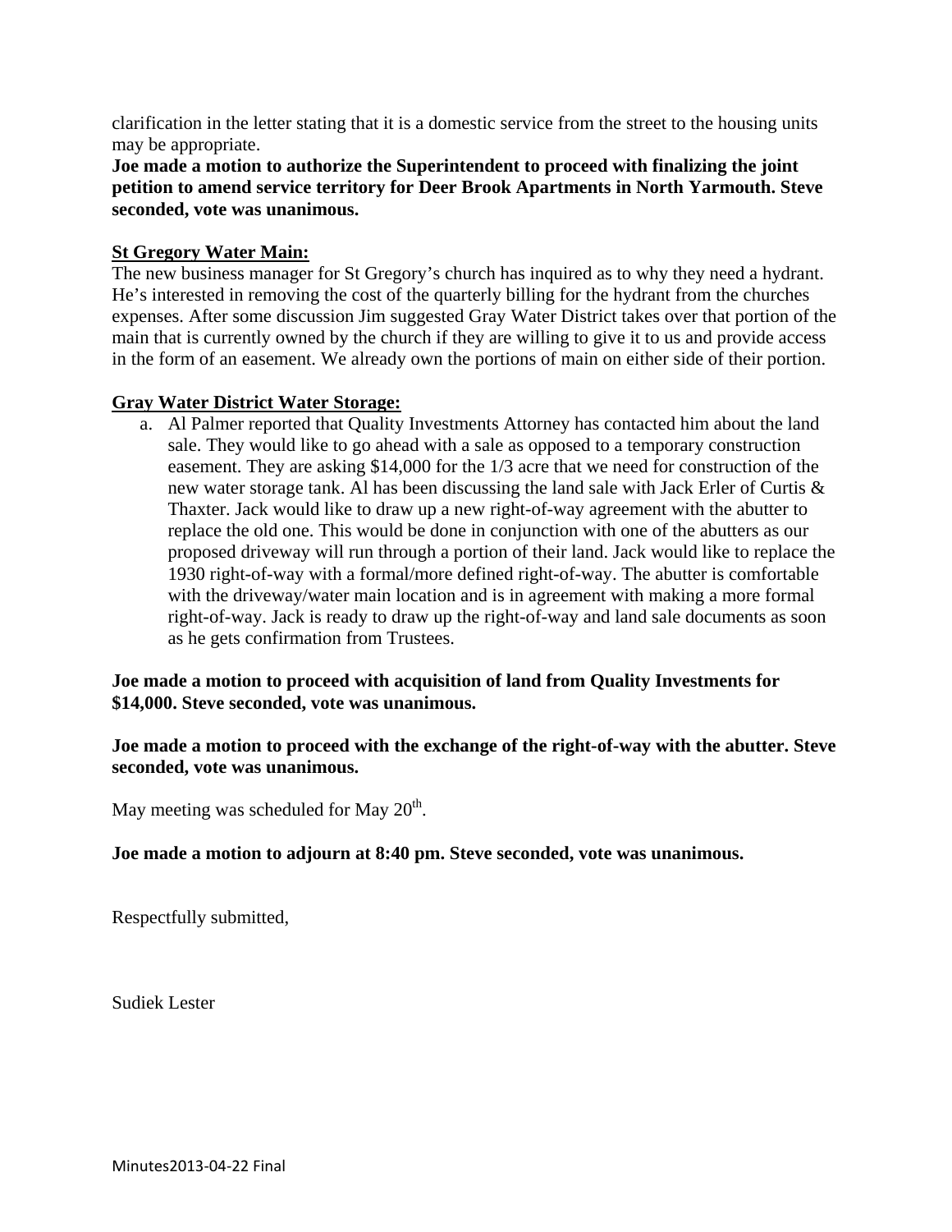clarification in the letter stating that it is a domestic service from the street to the housing units may be appropriate.

**Joe made a motion to authorize the Superintendent to proceed with finalizing the joint petition to amend service territory for Deer Brook Apartments in North Yarmouth. Steve seconded, vote was unanimous.**

**St Gregory Water Main:**

The new business manager for St Gregory's church has inquired as to why they need a hydrant. He's interested in removing the cost of the quarterly billing for the hydrant from the churches expenses. After some discussion Jim suggested Gray Water District takes over that portion of the main that is currently owned by the church if they are willing to give it to us and provide access in the form of an easement. We already own the portions of main on either side of their portion.

**Gray Water District Water Storage:**

a. Al Palmer reported that Quality Investments Attorney has contacted him about the land sale. They would like to go ahead with a sale as opposed to a temporary construction easement. They are asking $14,000 for the 1/3 acre that we need for construction of the new water storage tank. Al has been discussing the land sale with Jack Erler of Curtis & Thaxter. Jack would like to draw up a new right-of-way agreement with the abutter to replace the old one. This would be done in conjunction with one of the abutters as our proposed driveway will run through a portion of their land. Jack would like to replace the 1930 right-of-way with a formal/more defined right-of-way. The abutter is comfortable with the driveway/water main location and is in agreement with making a more formal right-of-way. Jack is ready to draw up the right-of-way and land sale documents as soon as he gets confirmation from Trustees.

**Joe made a motion to proceed with acquisition of land from Quality Investments for $14,000. Steve seconded, vote was unanimous.**

**Joe made a motion to proceed with the exchange of the right-of-way with the abutter. Steve seconded, vote was unanimous.**

May meeting was scheduled for May 20th.

**Joe made a motion to adjourn at 8:40 pm. Steve seconded, vote was unanimous.**

Respectfully submitted,

Sudiek Lester